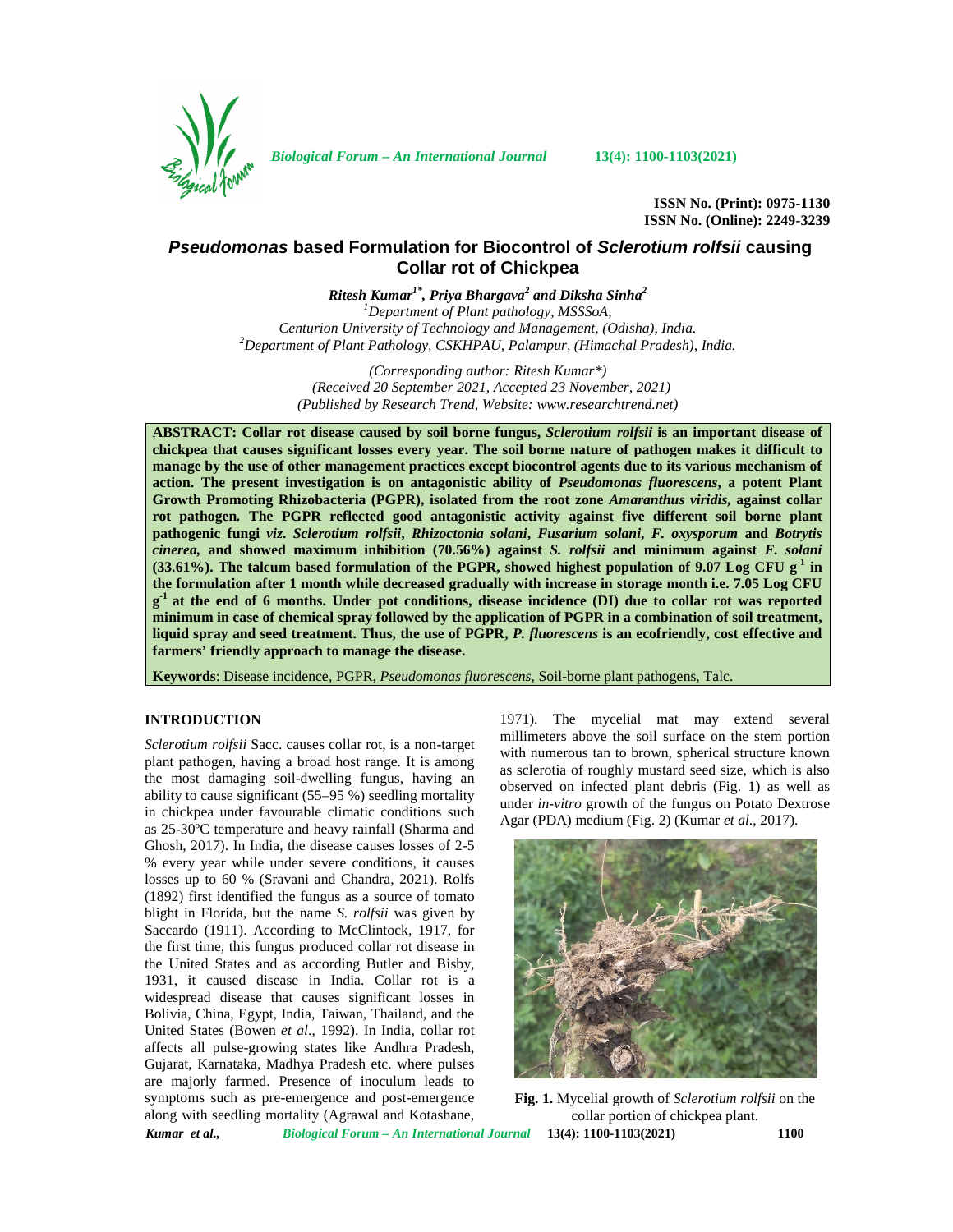# *Pseudomonas* based Formulation for Biocontrol of *Sclerotium rolfsii* causing Collar rot of Chickpea

***Ritesh Kumar[1*], Priya Bhargava[2] and Diksha Sinha[2]***

*[1]Department of Plant pathology, MSSSoA, Centurion University of Technology and Management, (Odisha), India.*
*[2]Department of Plant Pathology, CSKHPAU, Palampur, (Himachal Pradesh), India.*

*(Corresponding author: Ritesh Kumar*)*
*(Received 20 September 2021, Accepted 23 November, 2021)*
*(Published by Research Trend, Website: www.researchtrend.net)*

**ABSTRACT: Collar rot disease caused by soil borne fungus, *Sclerotium rolfsii* is an important disease of chickpea that causes significant losses every year. The soil borne nature of pathogen makes it difficult to manage by the use of other management practices except biocontrol agents due to its various mechanism of action. The present investigation is on antagonistic ability of *Pseudomonas fluorescens*, a potent Plant Growth Promoting Rhizobacteria (PGPR), isolated from the root zone *Amaranthus viridis,* against collar rot pathogen. The PGPR reflected good antagonistic activity against five different soil borne plant pathogenic fungi *viz*. *Sclerotium rolfsii*, *Rhizoctonia solani*, *Fusarium solani*, *F. oxysporum* and *Botrytis cinerea,* and showed maximum inhibition (70.56%) against *S. rolfsii* and minimum against *F. solani* (33.61%). The talcum based formulation of the PGPR, showed highest population of 9.07 Log CFU $g^{-1}$ in the formulation after 1 month while decreased gradually with increase in storage month i.e. 7.05 Log CFU $g^{-1}$ at the end of 6 months. Under pot conditions, disease incidence (DI) due to collar rot was reported minimum in case of chemical spray followed by the application of PGPR in a combination of soil treatment, liquid spray and seed treatment. Thus, the use of PGPR, *P. fluorescens* is an ecofriendly, cost effective and farmers' friendly approach to manage the disease.**

**Keywords**: Disease incidence, PGPR, *Pseudomonas fluorescens,* Soil-borne plant pathogens, Talc.

## INTRODUCTION

*Sclerotium rolfsii* Sacc. causes collar rot, is a non-target plant pathogen, having a broad host range. It is among the most damaging soil-dwelling fungus, having an ability to cause significant (55–95 %) seedling mortality in chickpea under favourable climatic conditions such as 25-30ºC temperature and heavy rainfall (Sharma and Ghosh, 2017). In India, the disease causes losses of 2-5 % every year while under severe conditions, it causes losses up to 60 % (Sravani and Chandra, 2021). Rolfs (1892) first identified the fungus as a source of tomato blight in Florida, but the name *S. rolfsii* was given by Saccardo (1911). According to McClintock, 1917, for the first time, this fungus produced collar rot disease in the United States and as according Butler and Bisby, 1931, it caused disease in India. Collar rot is a widespread disease that causes significant losses in Bolivia, China, Egypt, India, Taiwan, Thailand, and the United States (Bowen *et al*., 1992). In India, collar rot affects all pulse-growing states like Andhra Pradesh, Gujarat, Karnataka, Madhya Pradesh etc. where pulses are majorly farmed. Presence of inoculum leads to symptoms such as pre-emergence and post-emergence along with seedling mortality (Agrawal and Kotashane, 1971). The mycelial mat may extend several millimeters above the soil surface on the stem portion with numerous tan to brown, spherical structure known as sclerotia of roughly mustard seed size, which is also observed on infected plant debris (Fig. 1) as well as under *in-vitro* growth of the fungus on Potato Dextrose Agar (PDA) medium (Fig. 2) (Kumar *et al*., 2017).

**Fig. 1.** Mycelial growth of *Sclerotium rolfsii* on the collar portion of chickpea plant.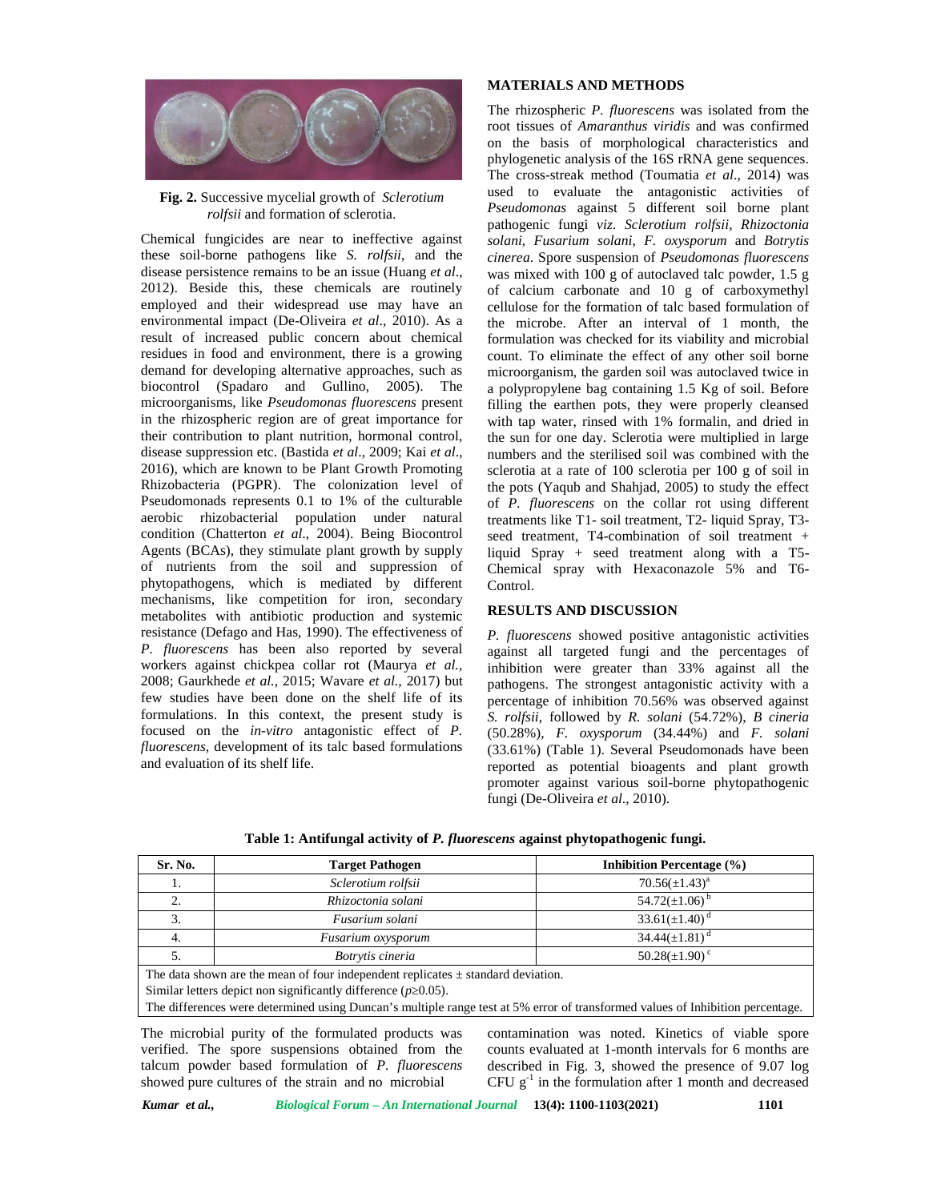**Fig. 2.** Successive mycelial growth of *Sclerotium rolfsii* and formation of sclerotia.

Chemical fungicides are near to ineffective against these soil-borne pathogens like *S. rolfsii*, and the disease persistence remains to be an issue (Huang *et al*., 2012). Beside this, these chemicals are routinely employed and their widespread use may have an environmental impact (De-Oliveira *et al*., 2010). As a result of increased public concern about chemical residues in food and environment, there is a growing demand for developing alternative approaches, such as biocontrol (Spadaro and Gullino, 2005). The microorganisms, like *Pseudomonas fluorescens* present in the rhizospheric region are of great importance for their contribution to plant nutrition, hormonal control, disease suppression etc. (Bastida *et al*., 2009; Kai *et al*., 2016), which are known to be Plant Growth Promoting Rhizobacteria (PGPR). The colonization level of Pseudomonads represents 0.1 to 1% of the culturable aerobic rhizobacterial population under natural condition (Chatterton *et al*., 2004). Being Biocontrol Agents (BCAs), they stimulate plant growth by supply of nutrients from the soil and suppression of phytopathogens, which is mediated by different mechanisms, like competition for iron, secondary metabolites with antibiotic production and systemic resistance (Defago and Has, 1990). The effectiveness of *P. fluorescens* has been also reported by several workers against chickpea collar rot (Maurya *et al.,* 2008; Gaurkhede *et al.,* 2015; Wavare *et al.,* 2017) but few studies have been done on the shelf life of its formulations. In this context, the present study is focused on the *in-vitro* antagonistic effect of *P. fluorescens*, development of its talc based formulations and evaluation of its shelf life.

## MATERIALS AND METHODS

The rhizospheric *P. fluorescens* was isolated from the root tissues of *Amaranthus viridis* and was confirmed on the basis of morphological characteristics and phylogenetic analysis of the 16S rRNA gene sequences. The cross-streak method (Toumatia *et al*., 2014) was used to evaluate the antagonistic activities of *Pseudomonas* against 5 different soil borne plant pathogenic fungi *viz. Sclerotium rolfsii*, *Rhizoctonia solani*, *Fusarium solani*, *F. oxysporum* and *Botrytis cinerea*. Spore suspension of *Pseudomonas fluorescens* was mixed with 100 g of autoclaved talc powder, 1.5 g of calcium carbonate and 10 g of carboxymethyl cellulose for the formation of talc based formulation of the microbe. After an interval of 1 month, the formulation was checked for its viability and microbial count. To eliminate the effect of any other soil borne microorganism, the garden soil was autoclaved twice in a polypropylene bag containing 1.5 Kg of soil. Before filling the earthen pots, they were properly cleansed with tap water, rinsed with 1% formalin, and dried in the sun for one day. Sclerotia were multiplied in large numbers and the sterilised soil was combined with the sclerotia at a rate of 100 sclerotia per 100 g of soil in the pots (Yaqub and Shahjad, 2005) to study the effect of *P. fluorescens* on the collar rot using different treatments like T1- soil treatment, T2- liquid Spray, T3- seed treatment, T4-combination of soil treatment + liquid Spray + seed treatment along with a T5- Chemical spray with Hexaconazole 5% and T6- Control.

## RESULTS AND DISCUSSION

*P. fluorescens* showed positive antagonistic activities against all targeted fungi and the percentages of inhibition were greater than 33% against all the pathogens. The strongest antagonistic activity with a percentage of inhibition 70.56% was observed against *S. rolfsii*, followed by *R. solani* (54.72%), *B cineria* (50.28%), *F. oxysporum* (34.44%) and *F. solani* (33.61%) (Table 1). Several Pseudomonads have been reported as potential bioagents and plant growth promoter against various soil-borne phytopathogenic fungi (De-Oliveira *et al*., 2010).

**Table 1: Antifungal activity of *P. fluorescens* against phytopathogenic fungi.**

| Sr. No. | Target Pathogen | Inhibition Percentage (%) |
|---|---|---|
| 1. | *Sclerotium rolfsii* | 70.56(±1.43)[a] |
| 2. | *Rhizoctonia solani* | 54.72(±1.06)[b] |
| 3. | *Fusarium solani* | 33.61(±1.40)[d] |
| 4. | *Fusarium oxysporum* | 34.44(±1.81)[d] |
| 5. | *Botrytis cineria* | 50.28(±1.90)[c] |

The data shown are the mean of four independent replicates ± standard deviation.
Similar letters depict non significantly difference ($p \geq 0.05$).
The differences were determined using Duncan's multiple range test at 5% error of transformed values of Inhibition percentage.

The microbial purity of the formulated products was verified. The spore suspensions obtained from the talcum powder based formulation of *P. fluorescens* showed pure cultures of the strain and no microbial contamination was noted. Kinetics of viable spore counts evaluated at 1-month intervals for 6 months are described in Fig. 3, showed the presence of 9.07 log CFU $g^{-1}$ in the formulation after 1 month and decreased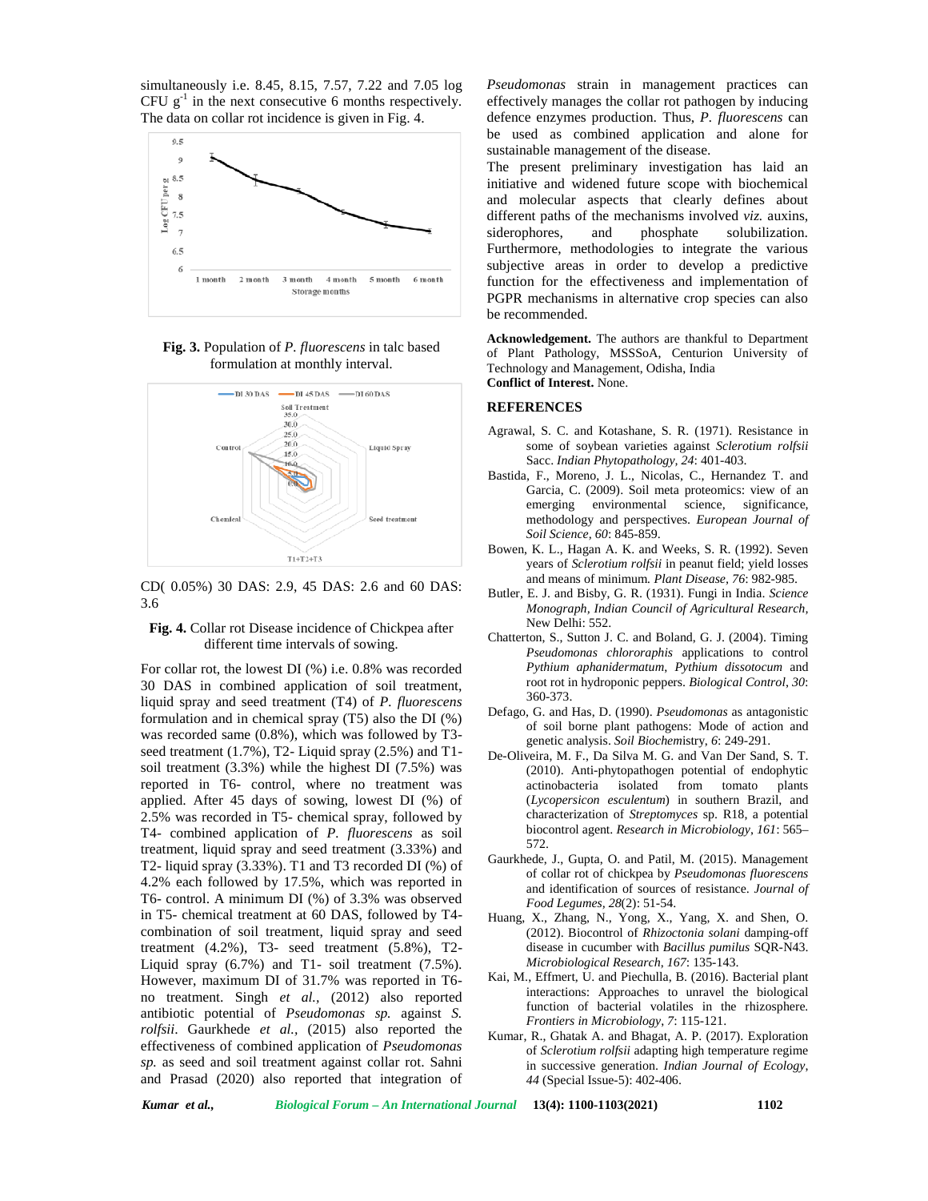simultaneously i.e. 8.45, 8.15, 7.57, 7.22 and 7.05 log CFU $g^{-1}$ in the next consecutive 6 months respectively. The data on collar rot incidence is given in Fig. 4.

**Fig. 3.** Population of *P. fluorescens* in talc based formulation at monthly interval.

**Fig. 4.** Collar rot Disease incidence of Chickpea after different time intervals of sowing.

CD( 0.05%) 30 DAS: 2.9, 45 DAS: 2.6 and 60 DAS: 3.6

For collar rot, the lowest DI (%) i.e. 0.8% was recorded 30 DAS in combined application of soil treatment, liquid spray and seed treatment (T4) of *P. fluorescens* formulation and in chemical spray (T5) also the DI (%) was recorded same (0.8%), which was followed by T3- seed treatment (1.7%), T2- Liquid spray (2.5%) and T1- soil treatment (3.3%) while the highest DI (7.5%) was reported in T6- control, where no treatment was applied. After 45 days of sowing, lowest DI (%) of 2.5% was recorded in T5- chemical spray, followed by T4- combined application of *P. fluorescens* as soil treatment, liquid spray and seed treatment (3.33%) and T2- liquid spray (3.33%). T1 and T3 recorded DI (%) of 4.2% each followed by 17.5%, which was reported in T6- control. A minimum DI (%) of 3.3% was observed in T5- chemical treatment at 60 DAS, followed by T4- combination of soil treatment, liquid spray and seed treatment (4.2%), T3- seed treatment (5.8%), T2- Liquid spray (6.7%) and T1- soil treatment (7.5%). However, maximum DI of 31.7% was reported in T6- no treatment. Singh *et al.,* (2012) also reported antibiotic potential of *Pseudomonas sp.* against *S. rolfsii*. Gaurkhede *et al.*, (2015) also reported the effectiveness of combined application of *Pseudomonas sp.* as seed and soil treatment against collar rot. Sahni and Prasad (2020) also reported that integration of *Pseudomonas* strain in management practices can effectively manages the collar rot pathogen by inducing defence enzymes production. Thus, *P. fluorescens* can be used as combined application and alone for sustainable management of the disease.

The present preliminary investigation has laid an initiative and widened future scope with biochemical and molecular aspects that clearly defines about different paths of the mechanisms involved *viz.* auxins, siderophores, and phosphate solubilization. Furthermore, methodologies to integrate the various subjective areas in order to develop a predictive function for the effectiveness and implementation of PGPR mechanisms in alternative crop species can also be recommended.

**Acknowledgement.** The authors are thankful to Department of Plant Pathology, MSSSoA, Centurion University of Technology and Management, Odisha, India

**Conflict of Interest.** None.

## REFERENCES

Agrawal, S. C. and Kotashane, S. R. (1971). Resistance in some of soybean varieties against *Sclerotium rolfsii* Sacc. *Indian Phytopathology, 24*: 401-403.

Bastida, F., Moreno, J. L., Nicolas, C., Hernandez T. and Garcia, C. (2009). Soil meta proteomics: view of an emerging environmental science, significance, methodology and perspectives. *European Journal of Soil Science, 60*: 845-859.

Bowen, K. L., Hagan A. K. and Weeks, S. R. (1992). Seven years of *Sclerotium rolfsii* in peanut field; yield losses and means of minimum. *Plant Disease, 76*: 982-985.

Butler, E. J. and Bisby, G. R. (1931). Fungi in India. *Science Monograph, Indian Council of Agricultural Research*, New Delhi: 552.

Chatterton, S., Sutton J. C. and Boland, G. J. (2004). Timing *Pseudomonas chlororaphis* applications to control *Pythium aphanidermatum*, *Pythium dissotocum* and root rot in hydroponic peppers. *Biological Control, 30*: 360-373.

Defago, G. and Has, D. (1990). *Pseudomonas* as antagonistic of soil borne plant pathogens: Mode of action and genetic analysis. *Soil Biochem*istry*, 6*: 249-291.

De-Oliveira, M. F., Da Silva M. G. and Van Der Sand, S. T. (2010). Anti-phytopathogen potential of endophytic actinobacteria isolated from tomato plants (*Lycopersicon esculentum*) in southern Brazil, and characterization of *Streptomyces* sp. R18, a potential biocontrol agent. *Research in Microbiology, 161*: 565–572.

Gaurkhede, J., Gupta, O. and Patil, M. (2015). Management of collar rot of chickpea by *Pseudomonas fluorescens* and identification of sources of resistance. *Journal of Food Legumes, 28*(2): 51-54.

Huang, X., Zhang, N., Yong, X., Yang, X. and Shen, O. (2012). Biocontrol of *Rhizoctonia solani* damping-off disease in cucumber with *Bacillus pumilus* SQR-N43. *Microbiological Research, 167*: 135-143.

Kai, M., Effmert, U. and Piechulla, B. (2016). Bacterial plant interactions: Approaches to unravel the biological function of bacterial volatiles in the rhizosphere. *Frontiers in Microbiology, 7*: 115-121.

Kumar, R., Ghatak A. and Bhagat, A. P. (2017). Exploration of *Sclerotium rolfsii* adapting high temperature regime in successive generation. *Indian Journal of Ecology, 44* (Special Issue-5): 402-406.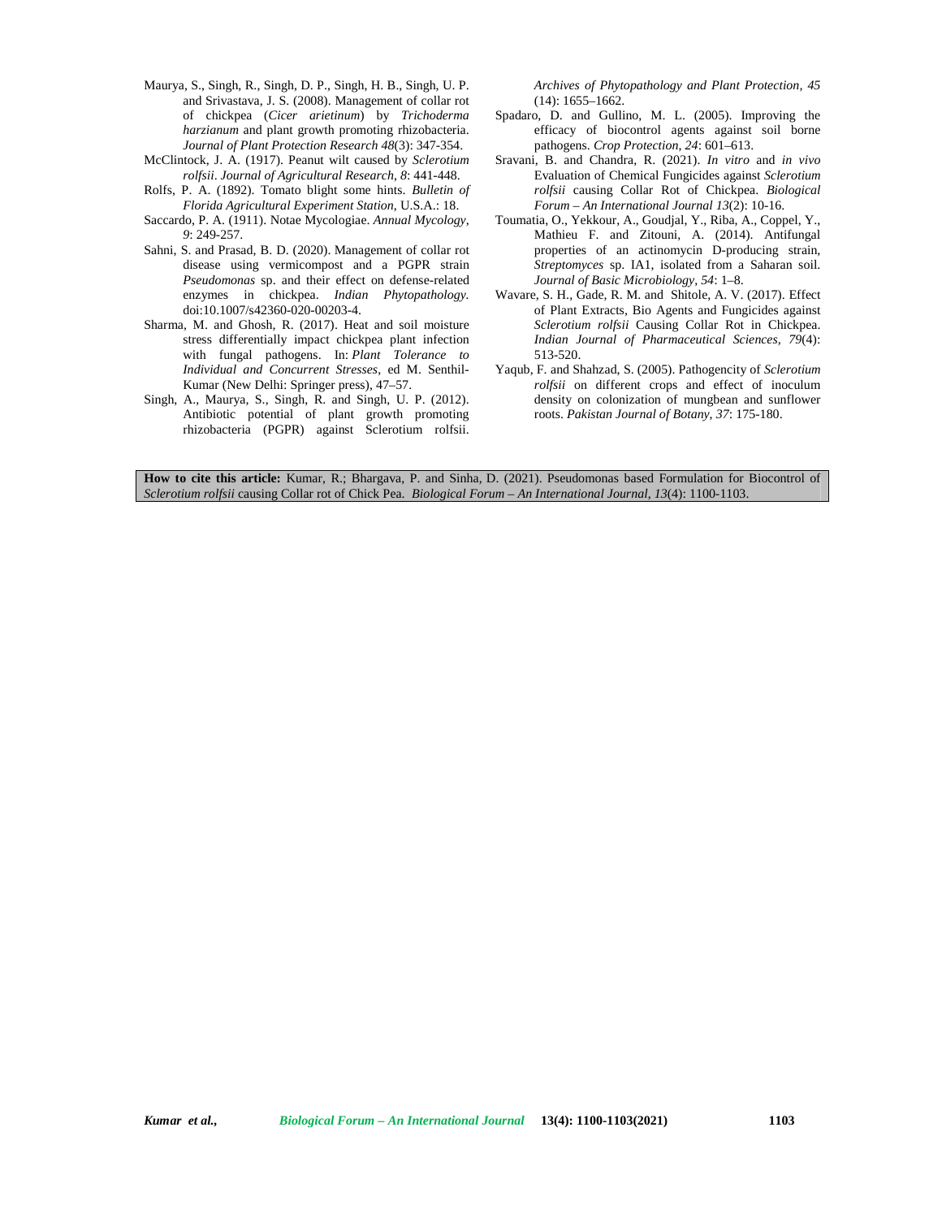Maurya, S., Singh, R., Singh, D. P., Singh, H. B., Singh, U. P. and Srivastava, J. S. (2008). Management of collar rot of chickpea (*Cicer arietinum*) by *Trichoderma harzianum* and plant growth promoting rhizobacteria. *Journal of Plant Protection Research 48*(3): 347-354.

McClintock, J. A. (1917). Peanut wilt caused by *Sclerotium rolfsii*. *Journal of Agricultural Research*, *8*: 441-448.

Rolfs, P. A. (1892). Tomato blight some hints. *Bulletin of Florida Agricultural Experiment Station*, U.S.A.: 18.

Saccardo, P. A. (1911). Notae Mycologiae. *Annual Mycology*, *9*: 249-257.

Sahni, S. and Prasad, B. D. (2020). Management of collar rot disease using vermicompost and a PGPR strain *Pseudomonas* sp. and their effect on defense-related enzymes in chickpea. *Indian Phytopathology.* doi:10.1007/s42360-020-00203-4.

Sharma, M. and Ghosh, R. (2017). Heat and soil moisture stress differentially impact chickpea plant infection with fungal pathogens. In: *Plant Tolerance to Individual and Concurrent Stresses*, ed M. Senthil-Kumar (New Delhi: Springer press), 47–57.

Singh, A., Maurya, S., Singh, R. and Singh, U. P. (2012). Antibiotic potential of plant growth promoting rhizobacteria (PGPR) against Sclerotium rolfsii. *Archives of Phytopathology and Plant Protection, 45* (14): 1655–1662.

Spadaro, D. and Gullino, M. L. (2005). Improving the efficacy of biocontrol agents against soil borne pathogens. *Crop Protection, 24*: 601–613.

Sravani, B. and Chandra, R. (2021). *In vitro* and *in vivo* Evaluation of Chemical Fungicides against *Sclerotium rolfsii* causing Collar Rot of Chickpea. *Biological Forum – An International Journal 13*(2): 10-16.

Toumatia, O., Yekkour, A., Goudjal, Y., Riba, A., Coppel, Y., Mathieu F. and Zitouni, A. (2014). Antifungal properties of an actinomycin D-producing strain, *Streptomyces* sp. IA1, isolated from a Saharan soil. *Journal of Basic Microbiology*, *54*: 1–8.

Wavare, S. H., Gade, R. M. and Shitole, A. V. (2017). Effect of Plant Extracts, Bio Agents and Fungicides against *Sclerotium rolfsii* Causing Collar Rot in Chickpea. *Indian Journal of Pharmaceutical Sciences, 79*(4): 513-520.

Yaqub, F. and Shahzad, S. (2005). Pathogencity of *Sclerotium rolfsii* on different crops and effect of inoculum density on colonization of mungbean and sunflower roots. *Pakistan Journal of Botany, 37*: 175-180.

**How to cite this article:** Kumar, R.; Bhargava, P. and Sinha, D. (2021). Pseudomonas based Formulation for Biocontrol of *Sclerotium rolfsii* causing Collar rot of Chick Pea. *Biological Forum – An International Journal, 13*(4): 1100-1103.